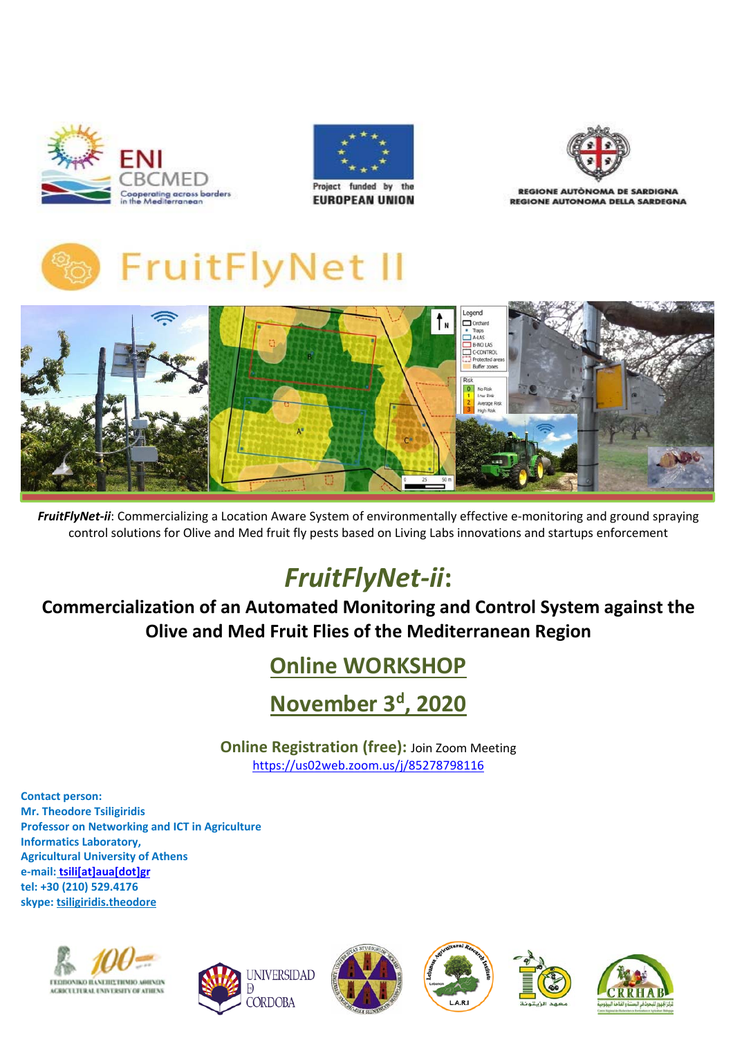ENI CBCMED
Cooperating across borders in the Mediterranean

Project funded by the EUROPEAN UNION

REGIONE AUTÒNOMA DE SARDIGNA
REGIONE AUTONOMA DELLA SARDEGNA

# FruitFlyNet II

***FruitFlyNet-ii***: Commercializing a Location Aware System of environmentally effective e-monitoring and ground spraying control solutions for Olive and Med fruit fly pests based on Living Labs innovations and startups enforcement

# *FruitFlyNet-ii*:

## Commercialization of an Automated Monitoring and Control System against the Olive and Med Fruit Flies of the Mediterranean Region

## Online WORKSHOP

## November 3d, 2020

**Online Registration (free):** Join Zoom Meeting
https://us02web.zoom.us/j/85278798116

**Contact person:**
**Mr. Theodore Tsiligiridis**
**Professor on Networking and ICT in Agriculture**
**Informatics Laboratory,**
**Agricultural University of Athens**
**e-mail: tsili[at]aua[dot]gr**
**tel: +30 (210) 529.4176**
**skype: tsiligiridis.theodore**

ΓΕΩΠΟΝΙΚΟ ΠΑΝΕΠΙΣΤΗΜΙΟ ΑΘΗΝΩΝ AGRICULTURAL UNIVERSITY OF ATHENS

UNIVERSIDAD D CORDOBA

L.A.R.I

CRRHAB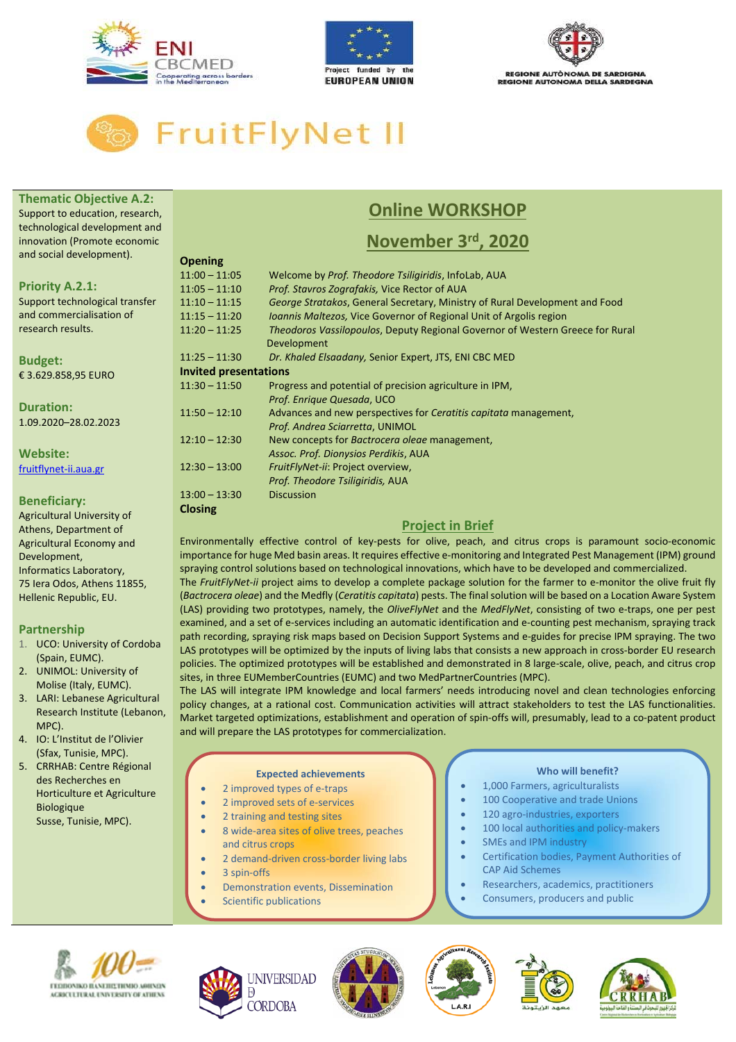# FruitFlyNet II

**Thematic Objective A.2:**
Support to education, research, technological development and innovation (Promote economic and social development).

**Priority A.2.1:**
Support technological transfer and commercialisation of research results.

**Budget:**
€ 3.629.858,95 EURO

**Duration:**
1.09.2020–28.02.2023

**Website:**
fruitflynet-ii.aua.gr

**Beneficiary:**
Agricultural University of Athens, Department of Agricultural Economy and Development, Informatics Laboratory, 75 Iera Odos, Athens 11855, Hellenic Republic, EU.

**Partnership**

1. UCO: University of Cordoba (Spain, EUMC).
2. UNIMOL: University of Molise (Italy, EUMC).
3. LARI: Lebanese Agricultural Research Institute (Lebanon, MPC).
4. IO: L'Institut de l'Olivier (Sfax, Tunisie, MPC).
5. CRRHAB: Centre Régional des Recherches en Horticulture et Agriculture Biologique Susse, Tunisie, MPC).

## Online WORKSHOP

## November 3rd, 2020

| | |
|---|---|
| **Opening** | |
| 11:00 – 11:05 | Welcome by *Prof. Theodore Tsiligiridis*, InfoLab, AUA |
| 11:05 – 11:10 | *Prof. Stavros Zografakis,* Vice Rector of AUA |
| 11:10 – 11:15 | *George Stratakos*, General Secretary, Ministry of Rural Development and Food |
| 11:15 – 11:20 | *Ioannis Maltezos,* Vice Governor of Regional Unit of Argolis region |
| 11:20 – 11:25 | *Theodoros Vassilopoulos*, Deputy Regional Governor of Western Greece for Rural Development |
| 11:25 – 11:30 | *Dr. Khaled Elsaadany,* Senior Expert, JTS, ENI CBC MED |
| **Invited presentations** | |
| 11:30 – 11:50 | Progress and potential of precision agriculture in IPM, *Prof. Enrique Quesada*, UCO |
| 11:50 – 12:10 | Advances and new perspectives for *Ceratitis capitata* management, *Prof. Andrea Sciarretta*, UNIMOL |
| 12:10 – 12:30 | New concepts for *Bactrocera oleae* management, *Assoc. Prof. Dionysios Perdikis*, AUA |
| 12:30 – 13:00 | *FruitFlyNet-ii*: Project overview, *Prof. Theodore Tsiligiridis,* AUA |
| 13:00 – 13:30 | Discussion |
| **Closing** | |

## Project in Brief

Environmentally effective control of key-pests for olive, peach, and citrus crops is paramount socio-economic importance for huge Med basin areas. It requires effective e-monitoring and Integrated Pest Management (IPM) ground spraying control solutions based on technological innovations, which have to be developed and commercialized.

The *FruitFlyNet-ii* project aims to develop a complete package solution for the farmer to e-monitor the olive fruit fly (*Bactrocera oleae*) and the Medfly (*Ceratitis capitata*) pests. The final solution will be based on a Location Aware System (LAS) providing two prototypes, namely, the *OliveFlyNet* and the *MedFlyNet*, consisting of two e-traps, one per pest examined, and a set of e-services including an automatic identification and e-counting pest mechanism, spraying track path recording, spraying risk maps based on Decision Support Systems and e-guides for precise IPM spraying. The two LAS prototypes will be optimized by the inputs of living labs that consists a new approach in cross-border EU research policies. The optimized prototypes will be established and demonstrated in 8 large-scale, olive, peach, and citrus crop sites, in three EUMemberCountries (EUMC) and two MedPartnerCountries (MPC).

The LAS will integrate IPM knowledge and local farmers' needs introducing novel and clean technologies enforcing policy changes, at a rational cost. Communication activities will attract stakeholders to test the LAS functionalities. Market targeted optimizations, establishment and operation of spin-offs will, presumably, lead to a co-patent product and will prepare the LAS prototypes for commercialization.

**Expected achievements**

- 2 improved types of e-traps
- 2 improved sets of e-services
- 2 training and testing sites
- 8 wide-area sites of olive trees, peaches and citrus crops
- 2 demand-driven cross-border living labs
- 3 spin-offs
- Demonstration events, Dissemination
- Scientific publications

**Who will benefit?**

- 1,000 Farmers, agriculturalists
- 100 Cooperative and trade Unions
- 120 agro-industries, exporters
- 100 local authorities and policy-makers
- SMEs and IPM industry
- Certification bodies, Payment Authorities of CAP Aid Schemes
- Researchers, academics, practitioners
- Consumers, producers and public